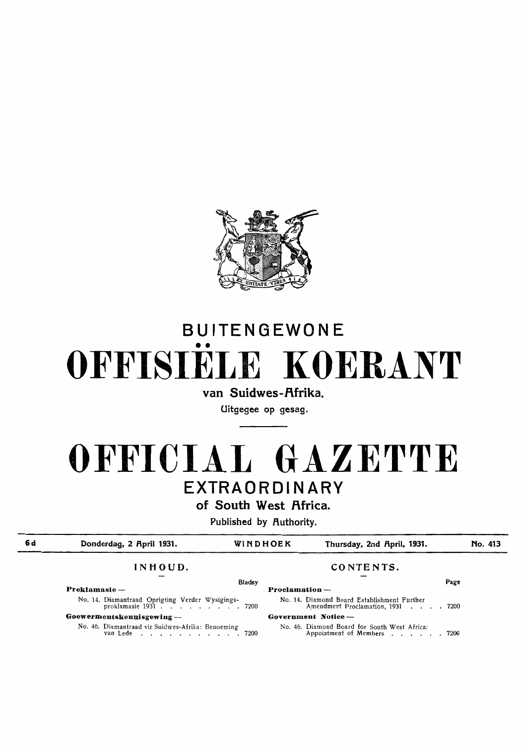# BUITENGEWONE

# OFFISIËLE KOERANT

**van Suidwes-Afrika.**

Uitgegee op gesag.

# OFFICIAL GAZETTE

## EXTRAORDINARY

**of South West Africa.**

Published by Authority.

| 6d | Donderdag, 2 April 1931. | WINDHOEK | Thursday, 2nd April, 1931. | No. 413 |
|---|---|---|---|---|

## INHOUD.

| | Bladsy |
|---|---|
| **Proklamasie —** | |
| No. 14. Diamantraad Oprigting Verder Wysigingsproklamasie 1931 | 7200 |
| **Goewermentskennisgewing —** | |
| No. 46. Diamantraad vir Suidwes-Afrika: Benoeming van Lede | 7200 |

## CONTENTS.

| | Page |
|---|---|
| **Proclamation —** | |
| No. 14. Diamond Board Establishment Further Amendment Proclamation, 1931 | 7200 |
| **Government Notice —** | |
| No. 46. Diamond Board for South West Africa: Appointment of Members | 7200 |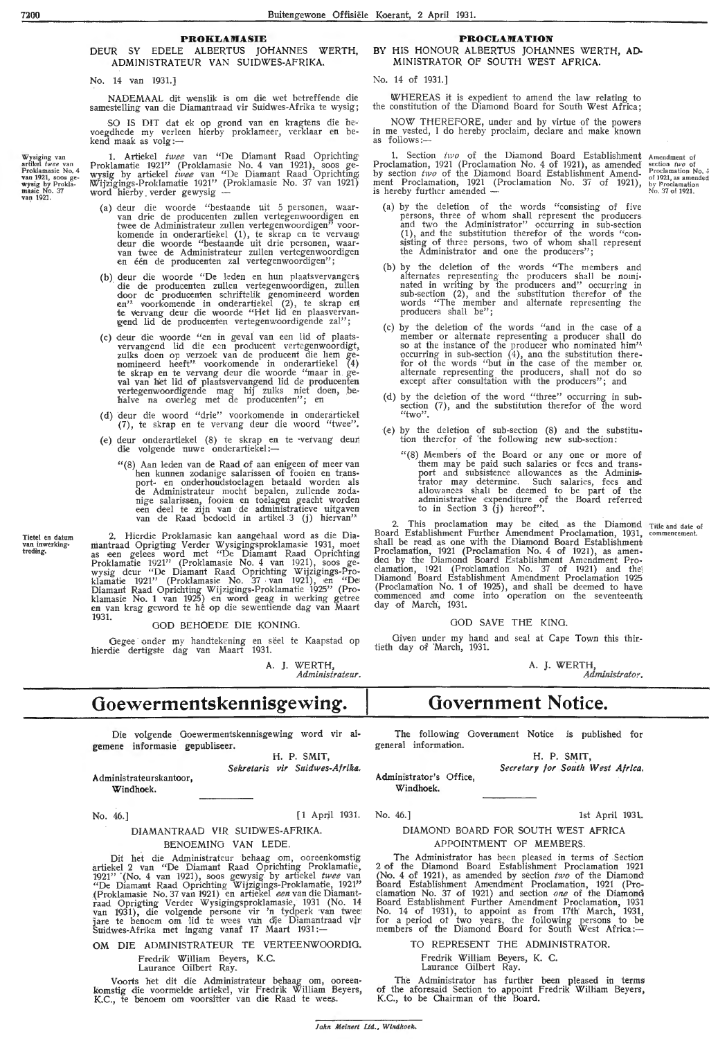## PROKLAMASIE

DEUR SY EDELE ALBERTUS JOHANNES WERTH, ADMINISTRATEUR VAN SUIDWES-AFRIKA.

No. 14 van 1931.]

NADEMAAL dit wenslik is om die wet betreffende die samestelling van die Diamantraad vir Suidwes-Afrika te wysig;

SO IS DIT dat ek op grond van en kragtens die bevoegdhede my verleen hierby proklameer, verklaar en bekend maak as volg:—

*Wysiging van artikel twee van Proklamasie No. 4 van 1921, soos gewysig by Proklamasie No. 37 van 1921.*

1. Artiekel *twee* van "De Diamant Raad Oprichting Proklamatie 1921" (Proklamasie No. 4 van 1921), soos gewysig by artiekel *twee* van "De Diamant Raad Oprichting Wijzigings-Proklamatie 1921" (Proklamasie No. 37 van 1921) word hierby verder gewysig —

(a) deur die woorde "bestaande uit 5 personen, waarvan drie de producenten zullen vertegenwoordigen en twee de Administrateur zullen vertegenwoordigen" voorkomende in onderartiekel (1), te skrap en te vervang deur die woorde "bestaande uit drie personen, waarvan twee de Administrateur zullen vertegenwoordigen en één de producenten zal vertegenwoordigen";

(b) deur die woorde "De leden en hun plaatsvervangers die de producenten zullen vertegenwoordigen, zullen door de producenten schriftelik genomineerd worden en" voorkomende in onderartiekel (2), te skrap en te vervang deur die woorde "Het lid en plaatsvervangend lid de producenten vertegenwoordigende zal";

(c) deur die woorde "en in geval van een lid of plaatsvervangend lid die een producent vertegenwoordigt, zulks doen op verzoek van de producent die hem genomineerd heeft" voorkomende in onderartiekel (4) te skrap en te vervang deur die woorde "maar in geval van het lid of plaatsvervangend lid de producenten vertegenwoordigende mag hij zulks niet doen, behalve na overleg met de producenten"; en

(d) deur die woord "drie" voorkomende in onderartiekel (7), te skrap en te vervang deur die woord "twee".

(e) deur onderartiekel (8) te skrap en te vervang deur die volgende nuwe onderartiekel:—

"(8) Aan leden van de Raad of aan enigeen of meer van hen kunnen zodanige salarissen of fooien en transport- en onderhoudstoelagen betaald worden als de Administrateur mocht bepalen, zullende zodanige salarissen, fooien en toelagen geacht worden een deel te zijn van de administratieve uitgaven van de Raad bedoeld in artikel 3 (j) hiervan".

*Tietel en datum van inwerkingtreding.*

2. Hierdie Proklamasie kan aangehaal word as die Diamantraad Oprigting Verder Wysigingsproklamasie 1931, moet as een gelees word met "De Diamant Raad Oprichting Proklamatie 1921" (Proklamasie No. 4 van 1921), soos gewysig deur "De Diamant Raad Oprichting Wijzigings-Proklamatie 1921" (Proklamasie No. 37 van 1921) en "De Diamant Raad Oprichting Wijzigings-Proklamatie 1925" (Proklamasie No. 1 van 1925) en word geag in werking getree en van krag geword te hê op die sewentiende dag van Maart 1931.

GOD BEHOEDE DIE KONING.

Gegee onder my handtekening en seël te Kaapstad op hierdie dertigste dag van Maart 1931.

A. J. WERTH,
*Administrateur.*

## PROCLAMATION

BY HIS HONOUR ALBERTUS JOHANNES WERTH, ADMINISTRATOR OF SOUTH WEST AFRICA.

No. 14 of 1931.]

WHEREAS it is expedient to amend the law relating to the constitution of the Diamond Board for South West Africa;

NOW THEREFORE, under and by virtue of the powers in me vested, I do hereby proclaim, declare and make known as follows:—

*Amendment of section two of Proclamation No. 4 of 1921, as amended by Proclamation No. 37 of 1921.*

1. Section *two* of the Diamond Board Establishment Proclamation, 1921 (Proclamation No. 4 of 1921), as amended by section *two* of the Diamond Board Establishment Amendment Proclamation, 1921 (Proclamation No. 37 of 1921), is hereby further amended —

(a) by the deletion of the words "consisting of five persons, three of whom shall represent the producers and two the Administrator" occurring in sub-section (1), and the substitution therefor of the words "consisting of three persons, two of whom shall represent the Administrator and one the producers";

(b) by the deletion of the words "The members and alternates representing the producers shall be nominated in writing by the producers and" occurring in sub-section (2), and the substitution therefor of the words "The member and alternate representing the producers shall be";

(c) by the deletion of the words "and in the case of a member or alternate representing a producer shall do so at the instance of the producer who nominated him" occurring in sub-section (4), and the substitution therefor of the words "but in the case of the member or alternate representing the producers, shall not do so except after consultation with the producers"; and

(d) by the deletion of the word "three" occurring in sub-section (7), and the substitution therefor of the word "two".

(e) by the deletion of sub-section (8) and the substitution therefor of the following new sub-section:

"(8) Members of the Board or any one or more of them may be paid such salaries or fees and transport and subsistence allowances as the Administrator may determine. Such salaries, fees and allowances shall be deemed to be part of the administrative expenditure of the Board referred to in Section 3 (j) hereof".

*Title and date of commencement.*

2. This proclamation may be cited as the Diamond Board Establishment Further Amendment Proclamation, 1931, shall be read as one with the Diamond Board Establishment Proclamation, 1921 (Proclamation No. 4 of 1921), as amended by the Diamond Board Establishment Amendment Proclamation, 1921 (Proclamation No. 37 of 1921) and the Diamond Board Establishment Amendment Proclamation 1925 (Proclamation No. 1 of 1925), and shall be deemed to have commenced and come into operation on the seventeenth day of March, 1931.

GOD SAVE THE KING.

Given under my hand and seal at Cape Town this thirtieth day of March, 1931.

A. J. WERTH,
*Administrator.*

# Goewermentskennisgewing.

Die volgende Goewermentskennisgewing word vir algemene informasie gepubliseer.

H. P. SMIT,
*Sekretaris vir Suidwes-Afrika.*

Administrateurskantoor,
Windhoek.

No. 46.] [1 April 1931.

DIAMANTRAAD VIR SUIDWES-AFRIKA.

BENOEMING VAN LEDE.

Dit het die Administrateur behaag om, ooreenkomstig artiekel 2 van "De Diamant Raad Oprichting Proklamatie, 1921" (No. 4 van 1921), soos gewysig by artiekel *twee* van "De Diamant Raad Oprichting Wijzigings-Proklamatie, 1921" (Proklamasie No. 37 van 1921) en artiekel *een* van die Diamantraad van Oprigting Verder Wysigingsproklamasie, 1931 (No. 14 van 1931), die volgende persone vir 'n tydperk van twee jare te benoem om lid te wees van die Diamantraad vir Suidwes-Afrika met ingang vanaf 17 Maart 1931:—

OM DIE ADMINISTRATEUR TE VERTEENWOORDIG.

Fredrik William Beyers, K.C.
Laurance Gilbert Ray.

Voorts het dit die Administrateur behaag om, ooreenkomstig die voormelde artiekel, vir Fredrik William Beyers, K.C., te benoem om voorsitter van die Raad te wees.

# Government Notice.

The following Government Notice is published for general information.

H. P. SMIT,
*Secretary for South West Africa.*

Administrator's Office,
Windhoek.

No. 46.] 1st April 1931.

DIAMOND BOARD FOR SOUTH WEST AFRICA

APPOINTMENT OF MEMBERS.

The Administrator has been pleased in terms of Section 2 of the Diamond Board Establishment Proclamation 1921 (No. 4 of 1921), as amended by section *two* of the Diamond Board Establishment Amendment Proclamation, 1921 (Proclamation No. 37 of 1921) and section *one* of the Diamond Board Establishment Further Amendment Proclamation, 1931 No. 14 of 1931), to appoint as from 17th March, 1931, for a period of two years, the following persons to be members of the Diamond Board for South West Africa:—

TO REPRESENT THE ADMINISTRATOR.

Fredrik William Beyers, K. C.
Laurance Gilbert Ray.

The Administrator has further been pleased in terms of the aforesaid Section to appoint Fredrik William Beyers, K.C., to be Chairman of the Board.

*John Meinert Ltd., Windhoek.*